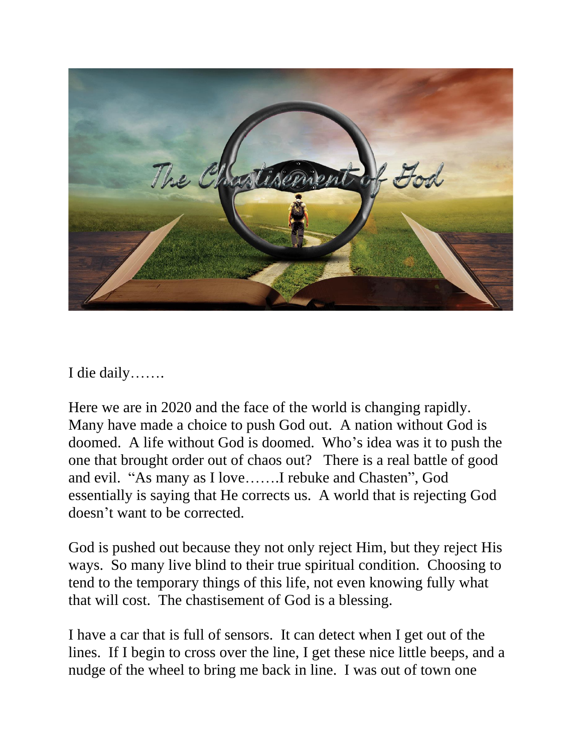I die daily…….

Here we are in 2020 and the face of the world is changing rapidly. Many have made a choice to push God out. A nation without God is doomed. A life without God is doomed. Who's idea was it to push the one that brought order out of chaos out? There is a real battle of good and evil. "As many as I love…….I rebuke and Chasten", God essentially is saying that He corrects us. A world that is rejecting God doesn't want to be corrected.

God is pushed out because they not only reject Him, but they reject His ways. So many live blind to their true spiritual condition. Choosing to tend to the temporary things of this life, not even knowing fully what that will cost. The chastisement of God is a blessing.

I have a car that is full of sensors. It can detect when I get out of the lines. If I begin to cross over the line, I get these nice little beeps, and a nudge of the wheel to bring me back in line. I was out of town one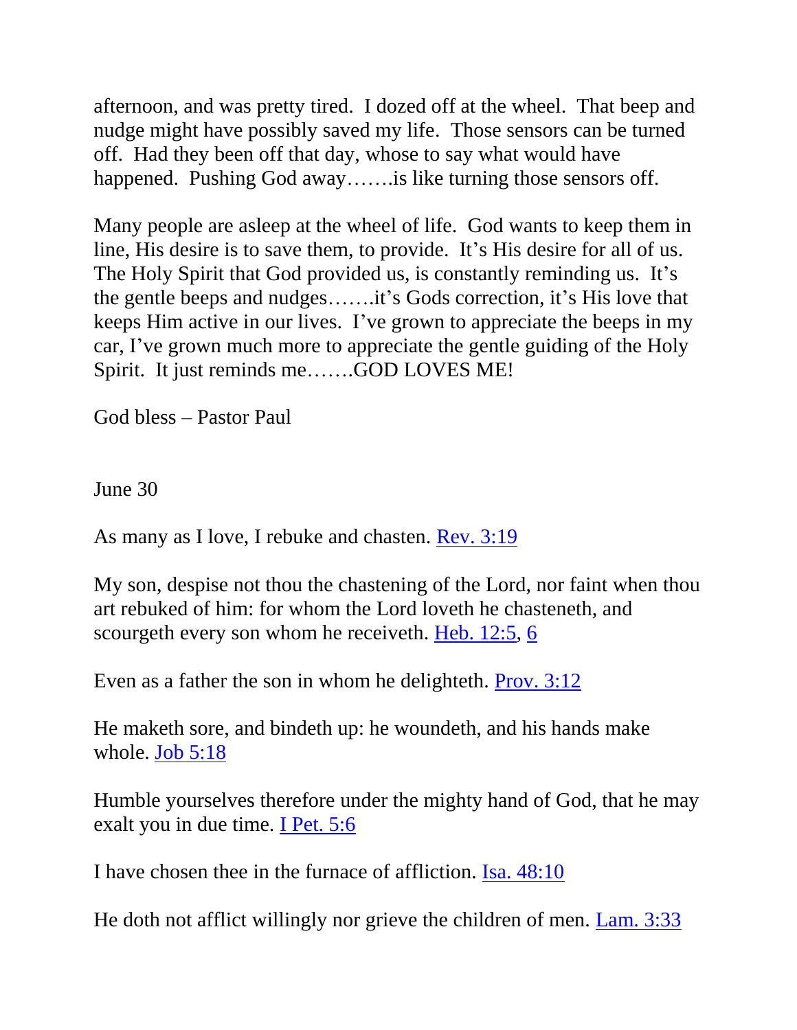afternoon, and was pretty tired. I dozed off at the wheel. That beep and nudge might have possibly saved my life. Those sensors can be turned off. Had they been off that day, whose to say what would have happened. Pushing God away…….is like turning those sensors off.

Many people are asleep at the wheel of life. God wants to keep them in line, His desire is to save them, to provide. It's His desire for all of us. The Holy Spirit that God provided us, is constantly reminding us. It's the gentle beeps and nudges…….it's Gods correction, it's His love that keeps Him active in our lives. I've grown to appreciate the beeps in my car, I've grown much more to appreciate the gentle guiding of the Holy Spirit. It just reminds me…….GOD LOVES ME!

God bless – Pastor Paul

June 30

As many as I love, I rebuke and chasten. Rev. 3:19

My son, despise not thou the chastening of the Lord, nor faint when thou art rebuked of him: for whom the Lord loveth he chasteneth, and scourgeth every son whom he receiveth. Heb. 12:5, 6

Even as a father the son in whom he delighteth. Prov. 3:12

He maketh sore, and bindeth up: he woundeth, and his hands make whole. Job 5:18

Humble yourselves therefore under the mighty hand of God, that he may exalt you in due time. I Pet. 5:6

I have chosen thee in the furnace of affliction. Isa. 48:10

He doth not afflict willingly nor grieve the children of men. Lam. 3:33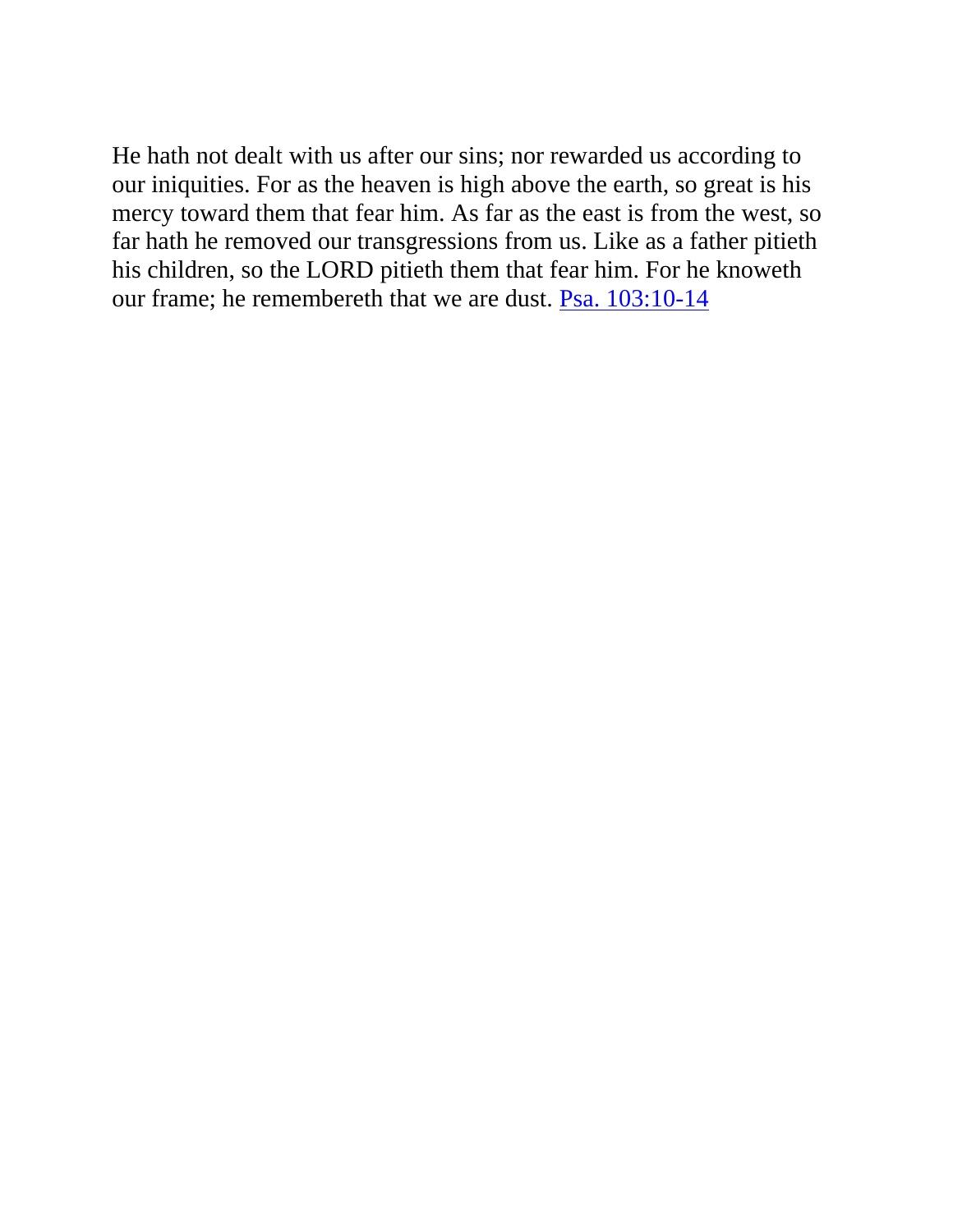He hath not dealt with us after our sins; nor rewarded us according to our iniquities. For as the heaven is high above the earth, so great is his mercy toward them that fear him. As far as the east is from the west, so far hath he removed our transgressions from us. Like as a father pitieth his children, so the LORD pitieth them that fear him. For he knoweth our frame; he remembereth that we are dust. Psa. 103:10-14